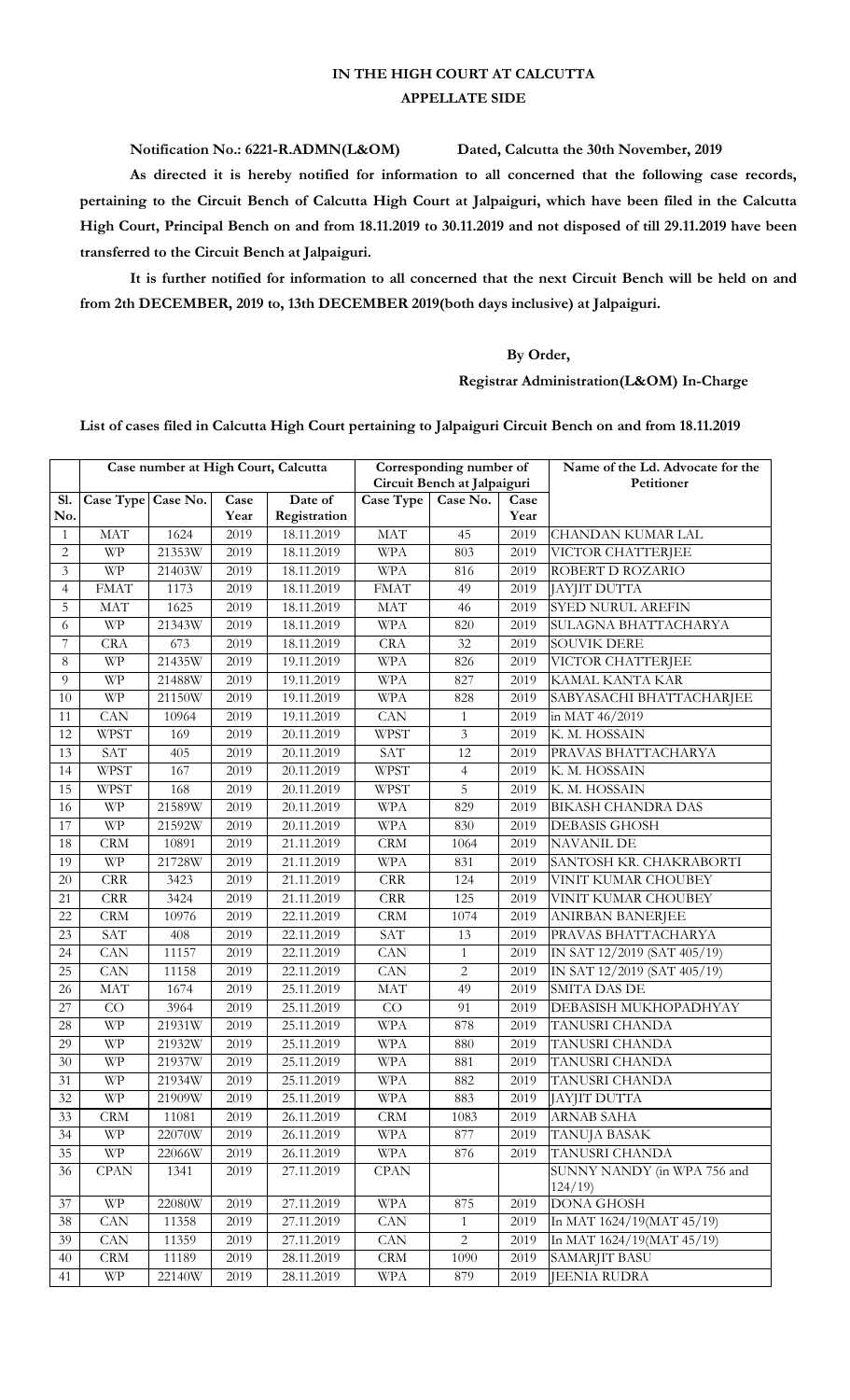# IN THE HIGH COURT AT CALCUTTA

## APPELLATE SIDE

**Notification No.: 6221-R.ADMN(L&OM) Dated, Calcutta the 30th November, 2019**

**As directed it is hereby notified for information to all concerned that the following case records, pertaining to the Circuit Bench of Calcutta High Court at Jalpaiguri, which have been filed in the Calcutta High Court, Principal Bench on and from 18.11.2019 to 30.11.2019 and not disposed of till 29.11.2019 have been transferred to the Circuit Bench at Jalpaiguri.**

**It is further notified for information to all concerned that the next Circuit Bench will be held on and from 2th DECEMBER, 2019 to, 13th DECEMBER 2019(both days inclusive) at Jalpaiguri.**

**By Order,**

**Registrar Administration(L&OM) In-Charge**

**List of cases filed in Calcutta High Court pertaining to Jalpaiguri Circuit Bench on and from 18.11.2019**

| | Case number at High Court, Calcutta | | | | Corresponding number of Circuit Bench at Jalpaiguri | | | Name of the Ld. Advocate for the Petitioner |
|---|---|---|---|---|---|---|---|---|
| Sl. No. | Case Type | Case No. | Case Year | Date of Registration | Case Type | Case No. | Case Year | |
| 1 | MAT | 1624 | 2019 | 18.11.2019 | MAT | 45 | 2019 | CHANDAN KUMAR LAL |
| 2 | WP | 21353W | 2019 | 18.11.2019 | WPA | 803 | 2019 | VICTOR CHATTERJEE |
| 3 | WP | 21403W | 2019 | 18.11.2019 | WPA | 816 | 2019 | ROBERT D ROZARIO |
| 4 | FMAT | 1173 | 2019 | 18.11.2019 | FMAT | 49 | 2019 | JAYJIT DUTTA |
| 5 | MAT | 1625 | 2019 | 18.11.2019 | MAT | 46 | 2019 | SYED NURUL AREFIN |
| 6 | WP | 21343W | 2019 | 18.11.2019 | WPA | 820 | 2019 | SULAGNA BHATTACHARYA |
| 7 | CRA | 673 | 2019 | 18.11.2019 | CRA | 32 | 2019 | SOUVIK DERE |
| 8 | WP | 21435W | 2019 | 19.11.2019 | WPA | 826 | 2019 | VICTOR CHATTERJEE |
| 9 | WP | 21488W | 2019 | 19.11.2019 | WPA | 827 | 2019 | KAMAL KANTA KAR |
| 10 | WP | 21150W | 2019 | 19.11.2019 | WPA | 828 | 2019 | SABYASACHI BHATTACHARJEE |
| 11 | CAN | 10964 | 2019 | 19.11.2019 | CAN | 1 | 2019 | in MAT 46/2019 |
| 12 | WPST | 169 | 2019 | 20.11.2019 | WPST | 3 | 2019 | K. M. HOSSAIN |
| 13 | SAT | 405 | 2019 | 20.11.2019 | SAT | 12 | 2019 | PRAVAS BHATTACHARYA |
| 14 | WPST | 167 | 2019 | 20.11.2019 | WPST | 4 | 2019 | K. M. HOSSAIN |
| 15 | WPST | 168 | 2019 | 20.11.2019 | WPST | 5 | 2019 | K. M. HOSSAIN |
| 16 | WP | 21589W | 2019 | 20.11.2019 | WPA | 829 | 2019 | BIKASH CHANDRA DAS |
| 17 | WP | 21592W | 2019 | 20.11.2019 | WPA | 830 | 2019 | DEBASIS GHOSH |
| 18 | CRM | 10891 | 2019 | 21.11.2019 | CRM | 1064 | 2019 | NAVANIL DE |
| 19 | WP | 21728W | 2019 | 21.11.2019 | WPA | 831 | 2019 | SANTOSH KR. CHAKRABORTI |
| 20 | CRR | 3423 | 2019 | 21.11.2019 | CRR | 124 | 2019 | VINIT KUMAR CHOUBEY |
| 21 | CRR | 3424 | 2019 | 21.11.2019 | CRR | 125 | 2019 | VINIT KUMAR CHOUBEY |
| 22 | CRM | 10976 | 2019 | 22.11.2019 | CRM | 1074 | 2019 | ANIRBAN BANERJEE |
| 23 | SAT | 408 | 2019 | 22.11.2019 | SAT | 13 | 2019 | PRAVAS BHATTACHARYA |
| 24 | CAN | 11157 | 2019 | 22.11.2019 | CAN | 1 | 2019 | IN SAT 12/2019 (SAT 405/19) |
| 25 | CAN | 11158 | 2019 | 22.11.2019 | CAN | 2 | 2019 | IN SAT 12/2019 (SAT 405/19) |
| 26 | MAT | 1674 | 2019 | 25.11.2019 | MAT | 49 | 2019 | SMITA DAS DE |
| 27 | CO | 3964 | 2019 | 25.11.2019 | CO | 91 | 2019 | DEBASISH MUKHOPADHYAY |
| 28 | WP | 21931W | 2019 | 25.11.2019 | WPA | 878 | 2019 | TANUSRI CHANDA |
| 29 | WP | 21932W | 2019 | 25.11.2019 | WPA | 880 | 2019 | TANUSRI CHANDA |
| 30 | WP | 21937W | 2019 | 25.11.2019 | WPA | 881 | 2019 | TANUSRI CHANDA |
| 31 | WP | 21934W | 2019 | 25.11.2019 | WPA | 882 | 2019 | TANUSRI CHANDA |
| 32 | WP | 21909W | 2019 | 25.11.2019 | WPA | 883 | 2019 | JAYJIT DUTTA |
| 33 | CRM | 11081 | 2019 | 26.11.2019 | CRM | 1083 | 2019 | ARNAB SAHA |
| 34 | WP | 22070W | 2019 | 26.11.2019 | WPA | 877 | 2019 | TANUJA BASAK |
| 35 | WP | 22066W | 2019 | 26.11.2019 | WPA | 876 | 2019 | TANUSRI CHANDA |
| 36 | CPAN | 1341 | 2019 | 27.11.2019 | CPAN | | | SUNNY NANDY (in WPA 756 and 124/19) |
| 37 | WP | 22080W | 2019 | 27.11.2019 | WPA | 875 | 2019 | DONA GHOSH |
| 38 | CAN | 11358 | 2019 | 27.11.2019 | CAN | 1 | 2019 | In MAT 1624/19(MAT 45/19) |
| 39 | CAN | 11359 | 2019 | 27.11.2019 | CAN | 2 | 2019 | In MAT 1624/19(MAT 45/19) |
| 40 | CRM | 11189 | 2019 | 28.11.2019 | CRM | 1090 | 2019 | SAMARJIT BASU |
| 41 | WP | 22140W | 2019 | 28.11.2019 | WPA | 879 | 2019 | JEENIA RUDRA |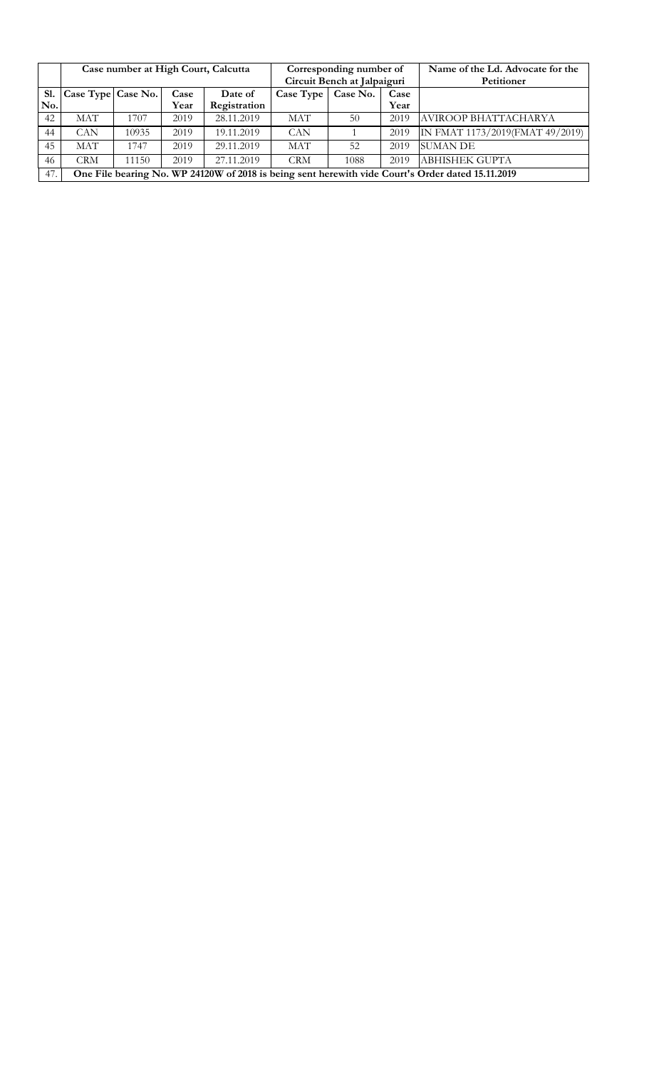| | Case number at High Court, Calcutta | | | | Corresponding number of Circuit Bench at Jalpaiguri | | | Name of the Ld. Advocate for the Petitioner |
|---|---|---|---|---|---|---|---|---|
| **Sl. No.** | **Case Type** | **Case No.** | **Case Year** | **Date of Registration** | **Case Type** | **Case No.** | **Case Year** | |
| 42 | MAT | 1707 | 2019 | 28.11.2019 | MAT | 50 | 2019 | AVIROOP BHATTACHARYA |
| 44 | CAN | 10935 | 2019 | 19.11.2019 | CAN | 1 | 2019 | IN FMAT 1173/2019(FMAT 49/2019) |
| 45 | MAT | 1747 | 2019 | 29.11.2019 | MAT | 52 | 2019 | SUMAN DE |
| 46 | CRM | 11150 | 2019 | 27.11.2019 | CRM | 1088 | 2019 | ABHISHEK GUPTA |
| 47. | **One File bearing No. WP 24120W of 2018 is being sent herewith vide Court's Order dated 15.11.2019** | | | | | | | |